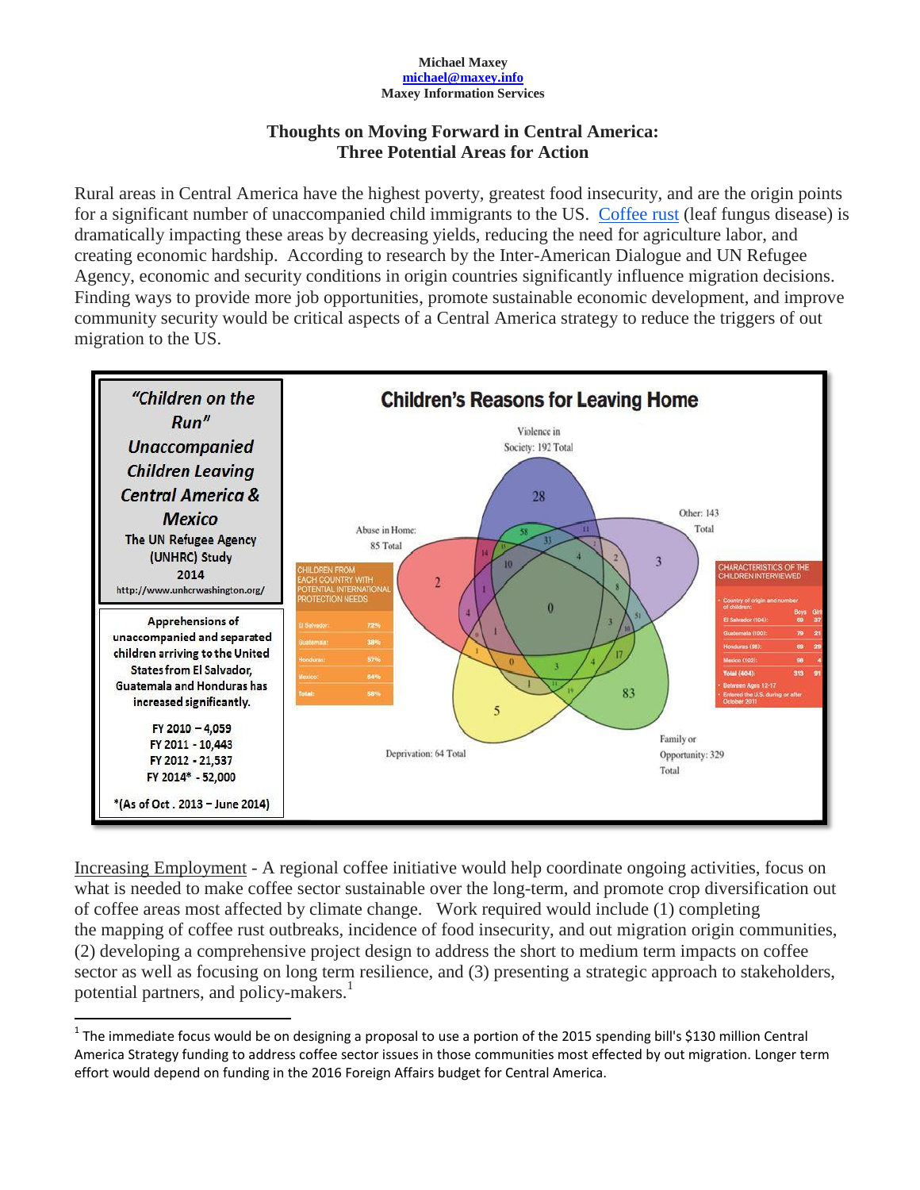**Michael Maxey**
**michael@maxey.info**
**Maxey Information Services**

## Thoughts on Moving Forward in Central America: Three Potential Areas for Action

Rural areas in Central America have the highest poverty, greatest food insecurity, and are the origin points for a significant number of unaccompanied child immigrants to the US. Coffee rust (leaf fungus disease) is dramatically impacting these areas by decreasing yields, reducing the need for agriculture labor, and creating economic hardship. According to research by the Inter-American Dialogue and UN Refugee Agency, economic and security conditions in origin countries significantly influence migration decisions. Finding ways to provide more job opportunities, promote sustainable economic development, and improve community security would be critical aspects of a Central America strategy to reduce the triggers of out migration to the US.

*"Children on the Run" Unaccompanied Children Leaving Central America & Mexico*
The UN Refugee Agency (UNHRC) Study
2014
http://www.unhcrwashington.org/

Apprehensions of unaccompanied and separated children arriving to the United States from El Salvador, Guatemala and Honduras has increased significantly.

FY 2010 – 4,059
FY 2011 - 10,443
FY 2012 - 21,537
FY 2014* - 52,000

*(As of Oct . 2013 – June 2014)

**Children's Reasons for Leaving Home**

Violence in Society: 192 Total; Abuse in Home: 85 Total; Other: 143 Total; Deprivation: 64 Total; Family or Opportunity: 329 Total

| CHILDREN FROM EACH COUNTRY WITH POTENTIAL INTERNATIONAL PROTECTION NEEDS | |
|---|---|
| El Salvador: | 72% |
| Guatemala: | 38% |
| Honduras: | 57% |
| Mexico: | 64% |
| Total: | 58% |

| CHARACTERISTICS OF THE CHILDREN INTERVIEWED | | |
|---|---|---|
| Country of origin and number of children: | Boys | Girls |
| El Salvador (104): | 68 | 37 |
| Guatemala (100): | 79 | 21 |
| Honduras (98): | 69 | 29 |
| Mexico (102): | 98 | 4 |
| Total (404): | 313 | 91 |

- Between Ages 12-17
- Entered the U.S. during or after October 2011

Increasing Employment - A regional coffee initiative would help coordinate ongoing activities, focus on what is needed to make coffee sector sustainable over the long-term, and promote crop diversification out of coffee areas most affected by climate change. Work required would include (1) completing the mapping of coffee rust outbreaks, incidence of food insecurity, and out migration origin communities, (2) developing a comprehensive project design to address the short to medium term impacts on coffee sector as well as focusing on long term resilience, and (3) presenting a strategic approach to stakeholders, potential partners, and policy-makers.[1]

[1] The immediate focus would be on designing a proposal to use a portion of the 2015 spending bill's $130 million Central America Strategy funding to address coffee sector issues in those communities most effected by out migration. Longer term effort would depend on funding in the 2016 Foreign Affairs budget for Central America.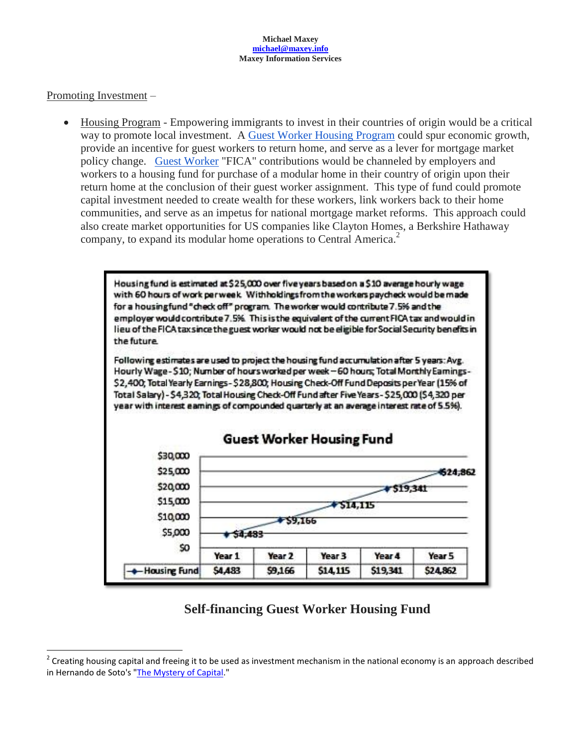Michael Maxey
michael@maxey.info
Maxey Information Services

Promoting Investment –

- Housing Program - Empowering immigrants to invest in their countries of origin would be a critical way to promote local investment. A Guest Worker Housing Program could spur economic growth, provide an incentive for guest workers to return home, and serve as a lever for mortgage market policy change. Guest Worker "FICA" contributions would be channeled by employers and workers to a housing fund for purchase of a modular home in their country of origin upon their return home at the conclusion of their guest worker assignment. This type of fund could promote capital investment needed to create wealth for these workers, link workers back to their home communities, and serve as an impetus for national mortgage market reforms. This approach could also create market opportunities for US companies like Clayton Homes, a Berkshire Hathaway company, to expand its modular home operations to Central America.[2]

Housing fund is estimated at $25,000 over five years based on a $10 average hourly wage with 60 hours of work per week. Withholdings from the workers paycheck would be made for a housing fund "check off" program. The worker would contribute 7.5% and the employer would contribute 7.5%. This is the equivalent of the current FICA tax and would in lieu of the FICA tax since the guest worker would not be eligible for Social Security benefits in the future.

Following estimates are used to project the housing fund accumulation after 5 years: Avg. Hourly Wage - $10; Number of hours worked per week – 60 hours; Total Monthly Earnings - $2,400; Total Yearly Earnings - $28,800; Housing Check-Off Fund Deposits per Year (15% of Total Salary) - $4,320; Total Housing Check-Off Fund after Five Years - $25,000 ($4,320 per year with interest earnings of compounded quarterly at an average interest rate of 5.5%).

**Guest Worker Housing Fund**

| | Year 1 | Year 2 | Year 3 | Year 4 | Year 5 |
|---|---|---|---|---|---|
| Housing Fund | $4,483 | $9,166 | $14,115 | $19,341 | $24,862 |

**Self-financing Guest Worker Housing Fund**

[2] Creating housing capital and freeing it to be used as investment mechanism in the national economy is an approach described in Hernando de Soto's "The Mystery of Capital."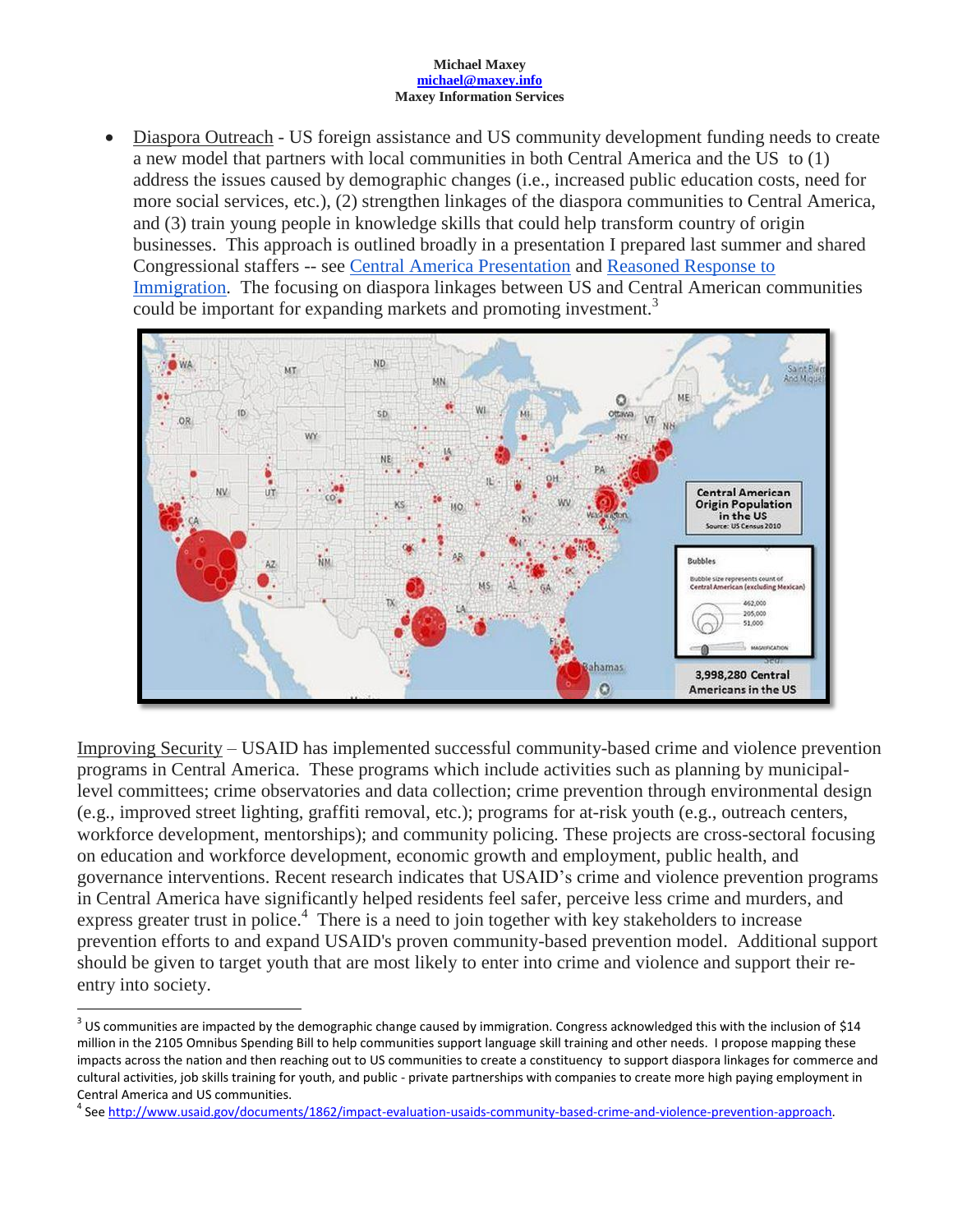- Diaspora Outreach - US foreign assistance and US community development funding needs to create a new model that partners with local communities in both Central America and the US to (1) address the issues caused by demographic changes (i.e., increased public education costs, need for more social services, etc.), (2) strengthen linkages of the diaspora communities to Central America, and (3) train young people in knowledge skills that could help transform country of origin businesses. This approach is outlined broadly in a presentation I prepared last summer and shared Congressional staffers -- see [Central America Presentation]() and [Reasoned Response to Immigration](). The focusing on diaspora linkages between US and Central American communities could be important for expanding markets and promoting investment.[3]

Central American Origin Population in the US
Source: US Census 2010

Bubbles
Bubble size represents count of Central American (excluding Mexican)
462,000
205,000
51,000

3,998,280 Central Americans in the US

Improving Security – USAID has implemented successful community-based crime and violence prevention programs in Central America. These programs which include activities such as planning by municipal-level committees; crime observatories and data collection; crime prevention through environmental design (e.g., improved street lighting, graffiti removal, etc.); programs for at-risk youth (e.g., outreach centers, workforce development, mentorships); and community policing. These projects are cross-sectoral focusing on education and workforce development, economic growth and employment, public health, and governance interventions. Recent research indicates that USAID's crime and violence prevention programs in Central America have significantly helped residents feel safer, perceive less crime and murders, and express greater trust in police.[4] There is a need to join together with key stakeholders to increase prevention efforts to and expand USAID's proven community-based prevention model. Additional support should be given to target youth that are most likely to enter into crime and violence and support their re-entry into society.

---

[3] US communities are impacted by the demographic change caused by immigration. Congress acknowledged this with the inclusion of $14 million in the 2105 Omnibus Spending Bill to help communities support language skill training and other needs. I propose mapping these impacts across the nation and then reaching out to US communities to create a constituency to support diaspora linkages for commerce and cultural activities, job skills training for youth, and public - private partnerships with companies to create more high paying employment in Central America and US communities.

[4] See [http://www.usaid.gov/documents/1862/impact-evaluation-usaids-community-based-crime-and-violence-prevention-approach](http://www.usaid.gov/documents/1862/impact-evaluation-usaids-community-based-crime-and-violence-prevention-approach).